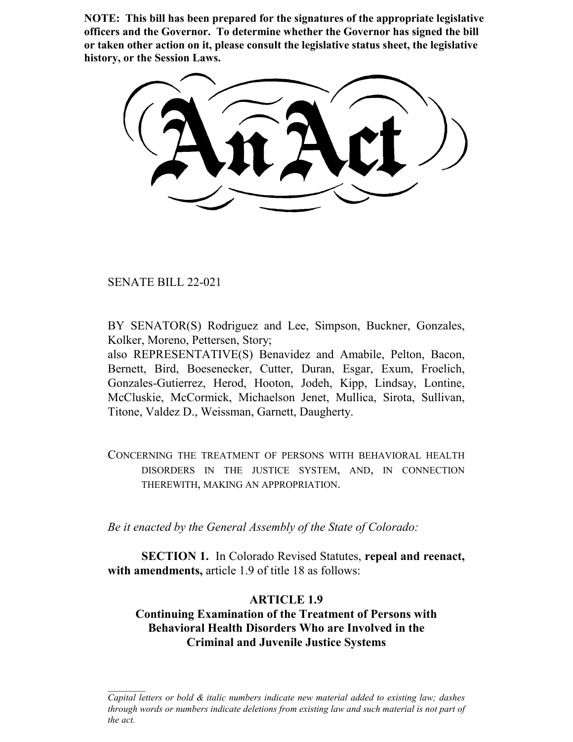**NOTE: This bill has been prepared for the signatures of the appropriate legislative officers and the Governor. To determine whether the Governor has signed the bill or taken other action on it, please consult the legislative status sheet, the legislative history, or the Session Laws.**

# An Act

SENATE BILL 22-021

BY SENATOR(S) Rodriguez and Lee, Simpson, Buckner, Gonzales, Kolker, Moreno, Pettersen, Story;
also REPRESENTATIVE(S) Benavidez and Amabile, Pelton, Bacon, Bernett, Bird, Boesenecker, Cutter, Duran, Esgar, Exum, Froelich, Gonzales-Gutierrez, Herod, Hooton, Jodeh, Kipp, Lindsay, Lontine, McCluskie, McCormick, Michaelson Jenet, Mullica, Sirota, Sullivan, Titone, Valdez D., Weissman, Garnett, Daugherty.

CONCERNING THE TREATMENT OF PERSONS WITH BEHAVIORAL HEALTH DISORDERS IN THE JUSTICE SYSTEM, AND, IN CONNECTION THEREWITH, MAKING AN APPROPRIATION.

*Be it enacted by the General Assembly of the State of Colorado:*

**SECTION 1.** In Colorado Revised Statutes, **repeal and reenact, with amendments,** article 1.9 of title 18 as follows:

## ARTICLE 1.9
## Continuing Examination of the Treatment of Persons with Behavioral Health Disorders Who are Involved in the Criminal and Juvenile Justice Systems

*Capital letters or bold & italic numbers indicate new material added to existing law; dashes through words or numbers indicate deletions from existing law and such material is not part of the act.*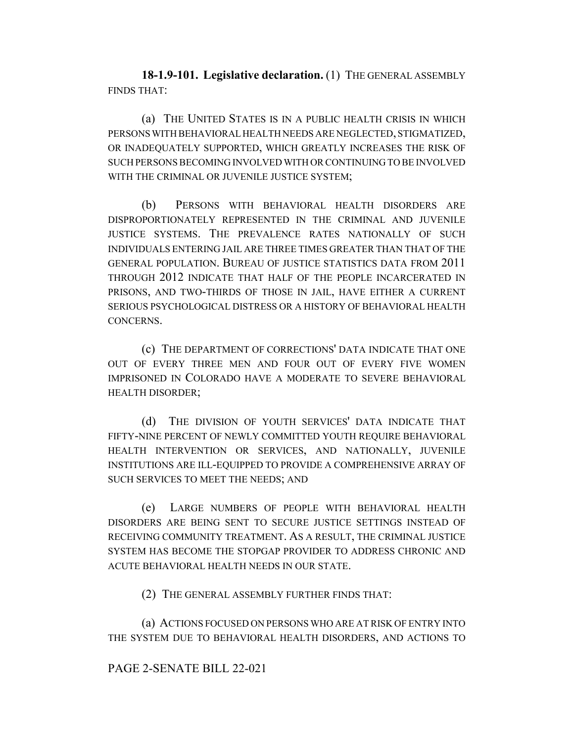**18-1.9-101. Legislative declaration.** (1) THE GENERAL ASSEMBLY FINDS THAT:

(a) THE UNITED STATES IS IN A PUBLIC HEALTH CRISIS IN WHICH PERSONS WITH BEHAVIORAL HEALTH NEEDS ARE NEGLECTED, STIGMATIZED, OR INADEQUATELY SUPPORTED, WHICH GREATLY INCREASES THE RISK OF SUCH PERSONS BECOMING INVOLVED WITH OR CONTINUING TO BE INVOLVED WITH THE CRIMINAL OR JUVENILE JUSTICE SYSTEM;

(b) PERSONS WITH BEHAVIORAL HEALTH DISORDERS ARE DISPROPORTIONATELY REPRESENTED IN THE CRIMINAL AND JUVENILE JUSTICE SYSTEMS. THE PREVALENCE RATES NATIONALLY OF SUCH INDIVIDUALS ENTERING JAIL ARE THREE TIMES GREATER THAN THAT OF THE GENERAL POPULATION. BUREAU OF JUSTICE STATISTICS DATA FROM 2011 THROUGH 2012 INDICATE THAT HALF OF THE PEOPLE INCARCERATED IN PRISONS, AND TWO-THIRDS OF THOSE IN JAIL, HAVE EITHER A CURRENT SERIOUS PSYCHOLOGICAL DISTRESS OR A HISTORY OF BEHAVIORAL HEALTH CONCERNS.

(c) THE DEPARTMENT OF CORRECTIONS' DATA INDICATE THAT ONE OUT OF EVERY THREE MEN AND FOUR OUT OF EVERY FIVE WOMEN IMPRISONED IN COLORADO HAVE A MODERATE TO SEVERE BEHAVIORAL HEALTH DISORDER;

(d) THE DIVISION OF YOUTH SERVICES' DATA INDICATE THAT FIFTY-NINE PERCENT OF NEWLY COMMITTED YOUTH REQUIRE BEHAVIORAL HEALTH INTERVENTION OR SERVICES, AND NATIONALLY, JUVENILE INSTITUTIONS ARE ILL-EQUIPPED TO PROVIDE A COMPREHENSIVE ARRAY OF SUCH SERVICES TO MEET THE NEEDS; AND

(e) LARGE NUMBERS OF PEOPLE WITH BEHAVIORAL HEALTH DISORDERS ARE BEING SENT TO SECURE JUSTICE SETTINGS INSTEAD OF RECEIVING COMMUNITY TREATMENT. AS A RESULT, THE CRIMINAL JUSTICE SYSTEM HAS BECOME THE STOPGAP PROVIDER TO ADDRESS CHRONIC AND ACUTE BEHAVIORAL HEALTH NEEDS IN OUR STATE.

(2) THE GENERAL ASSEMBLY FURTHER FINDS THAT:

(a) ACTIONS FOCUSED ON PERSONS WHO ARE AT RISK OF ENTRY INTO THE SYSTEM DUE TO BEHAVIORAL HEALTH DISORDERS, AND ACTIONS TO

PAGE 2-SENATE BILL 22-021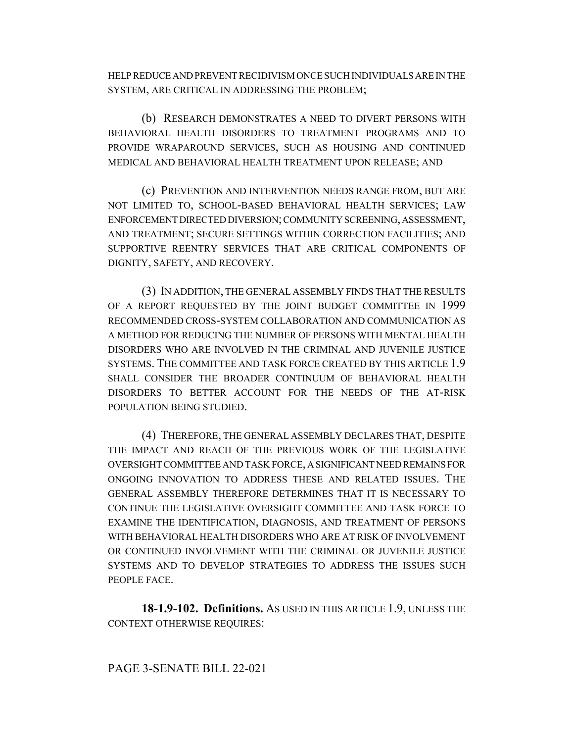HELP REDUCE AND PREVENT RECIDIVISM ONCE SUCH INDIVIDUALS ARE IN THE SYSTEM, ARE CRITICAL IN ADDRESSING THE PROBLEM;

(b) RESEARCH DEMONSTRATES A NEED TO DIVERT PERSONS WITH BEHAVIORAL HEALTH DISORDERS TO TREATMENT PROGRAMS AND TO PROVIDE WRAPAROUND SERVICES, SUCH AS HOUSING AND CONTINUED MEDICAL AND BEHAVIORAL HEALTH TREATMENT UPON RELEASE; AND

(c) PREVENTION AND INTERVENTION NEEDS RANGE FROM, BUT ARE NOT LIMITED TO, SCHOOL-BASED BEHAVIORAL HEALTH SERVICES; LAW ENFORCEMENT DIRECTED DIVERSION; COMMUNITY SCREENING, ASSESSMENT, AND TREATMENT; SECURE SETTINGS WITHIN CORRECTION FACILITIES; AND SUPPORTIVE REENTRY SERVICES THAT ARE CRITICAL COMPONENTS OF DIGNITY, SAFETY, AND RECOVERY.

(3) IN ADDITION, THE GENERAL ASSEMBLY FINDS THAT THE RESULTS OF A REPORT REQUESTED BY THE JOINT BUDGET COMMITTEE IN 1999 RECOMMENDED CROSS-SYSTEM COLLABORATION AND COMMUNICATION AS A METHOD FOR REDUCING THE NUMBER OF PERSONS WITH MENTAL HEALTH DISORDERS WHO ARE INVOLVED IN THE CRIMINAL AND JUVENILE JUSTICE SYSTEMS. THE COMMITTEE AND TASK FORCE CREATED BY THIS ARTICLE 1.9 SHALL CONSIDER THE BROADER CONTINUUM OF BEHAVIORAL HEALTH DISORDERS TO BETTER ACCOUNT FOR THE NEEDS OF THE AT-RISK POPULATION BEING STUDIED.

(4) THEREFORE, THE GENERAL ASSEMBLY DECLARES THAT, DESPITE THE IMPACT AND REACH OF THE PREVIOUS WORK OF THE LEGISLATIVE OVERSIGHT COMMITTEE AND TASK FORCE, A SIGNIFICANT NEED REMAINS FOR ONGOING INNOVATION TO ADDRESS THESE AND RELATED ISSUES. THE GENERAL ASSEMBLY THEREFORE DETERMINES THAT IT IS NECESSARY TO CONTINUE THE LEGISLATIVE OVERSIGHT COMMITTEE AND TASK FORCE TO EXAMINE THE IDENTIFICATION, DIAGNOSIS, AND TREATMENT OF PERSONS WITH BEHAVIORAL HEALTH DISORDERS WHO ARE AT RISK OF INVOLVEMENT OR CONTINUED INVOLVEMENT WITH THE CRIMINAL OR JUVENILE JUSTICE SYSTEMS AND TO DEVELOP STRATEGIES TO ADDRESS THE ISSUES SUCH PEOPLE FACE.

**18-1.9-102. Definitions.** AS USED IN THIS ARTICLE 1.9, UNLESS THE CONTEXT OTHERWISE REQUIRES:

PAGE 3-SENATE BILL 22-021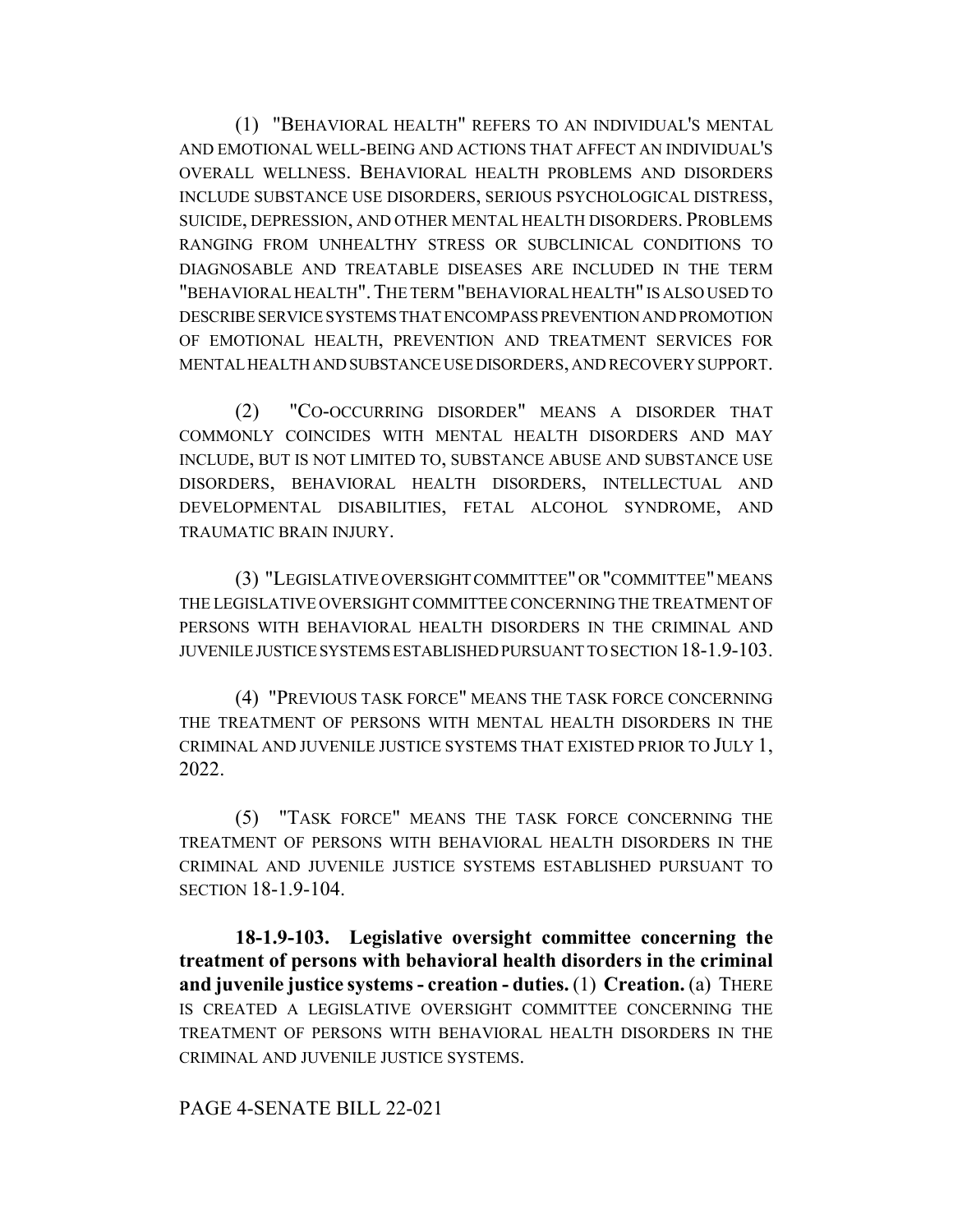(1) "BEHAVIORAL HEALTH" REFERS TO AN INDIVIDUAL'S MENTAL AND EMOTIONAL WELL-BEING AND ACTIONS THAT AFFECT AN INDIVIDUAL'S OVERALL WELLNESS. BEHAVIORAL HEALTH PROBLEMS AND DISORDERS INCLUDE SUBSTANCE USE DISORDERS, SERIOUS PSYCHOLOGICAL DISTRESS, SUICIDE, DEPRESSION, AND OTHER MENTAL HEALTH DISORDERS. PROBLEMS RANGING FROM UNHEALTHY STRESS OR SUBCLINICAL CONDITIONS TO DIAGNOSABLE AND TREATABLE DISEASES ARE INCLUDED IN THE TERM "BEHAVIORAL HEALTH". THE TERM "BEHAVIORAL HEALTH" IS ALSO USED TO DESCRIBE SERVICE SYSTEMS THAT ENCOMPASS PREVENTION AND PROMOTION OF EMOTIONAL HEALTH, PREVENTION AND TREATMENT SERVICES FOR MENTAL HEALTH AND SUBSTANCE USE DISORDERS, AND RECOVERY SUPPORT.

(2) "CO-OCCURRING DISORDER" MEANS A DISORDER THAT COMMONLY COINCIDES WITH MENTAL HEALTH DISORDERS AND MAY INCLUDE, BUT IS NOT LIMITED TO, SUBSTANCE ABUSE AND SUBSTANCE USE DISORDERS, BEHAVIORAL HEALTH DISORDERS, INTELLECTUAL AND DEVELOPMENTAL DISABILITIES, FETAL ALCOHOL SYNDROME, AND TRAUMATIC BRAIN INJURY.

(3) "LEGISLATIVE OVERSIGHT COMMITTEE" OR "COMMITTEE" MEANS THE LEGISLATIVE OVERSIGHT COMMITTEE CONCERNING THE TREATMENT OF PERSONS WITH BEHAVIORAL HEALTH DISORDERS IN THE CRIMINAL AND JUVENILE JUSTICE SYSTEMS ESTABLISHED PURSUANT TO SECTION 18-1.9-103.

(4) "PREVIOUS TASK FORCE" MEANS THE TASK FORCE CONCERNING THE TREATMENT OF PERSONS WITH MENTAL HEALTH DISORDERS IN THE CRIMINAL AND JUVENILE JUSTICE SYSTEMS THAT EXISTED PRIOR TO JULY 1, 2022.

(5) "TASK FORCE" MEANS THE TASK FORCE CONCERNING THE TREATMENT OF PERSONS WITH BEHAVIORAL HEALTH DISORDERS IN THE CRIMINAL AND JUVENILE JUSTICE SYSTEMS ESTABLISHED PURSUANT TO SECTION 18-1.9-104.

**18-1.9-103. Legislative oversight committee concerning the treatment of persons with behavioral health disorders in the criminal and juvenile justice systems - creation - duties.** (1) **Creation.** (a) THERE IS CREATED A LEGISLATIVE OVERSIGHT COMMITTEE CONCERNING THE TREATMENT OF PERSONS WITH BEHAVIORAL HEALTH DISORDERS IN THE CRIMINAL AND JUVENILE JUSTICE SYSTEMS.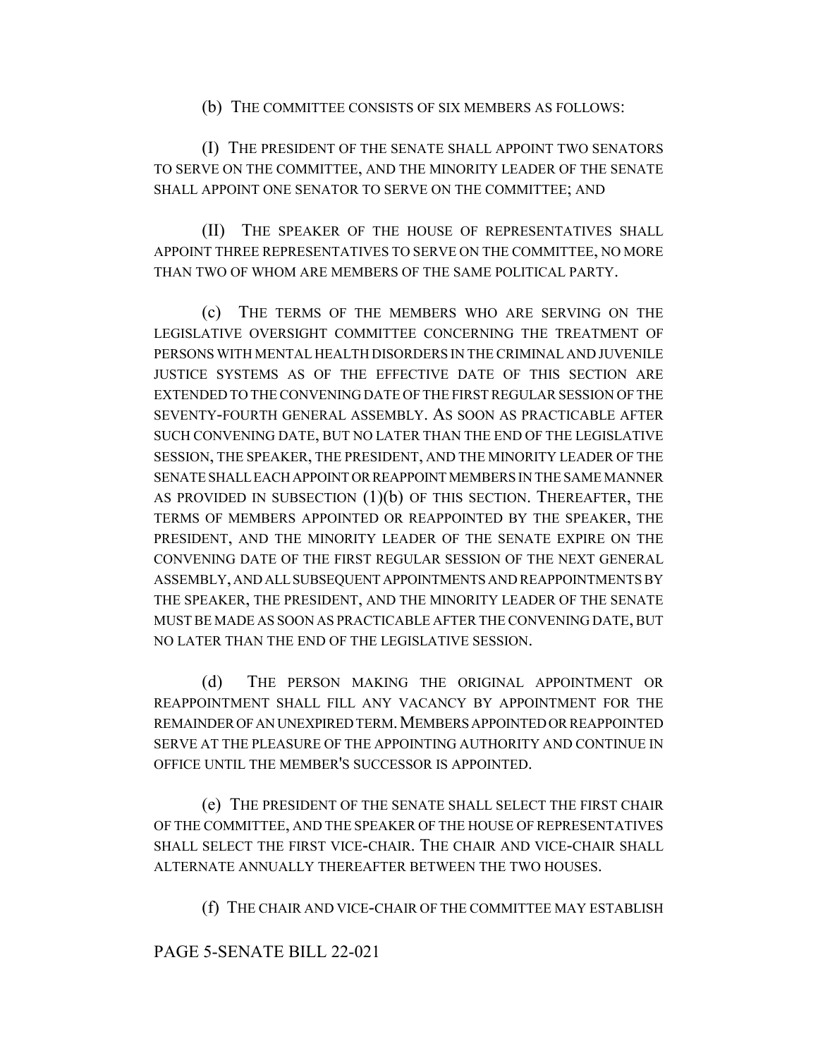(b) THE COMMITTEE CONSISTS OF SIX MEMBERS AS FOLLOWS:

(I) THE PRESIDENT OF THE SENATE SHALL APPOINT TWO SENATORS TO SERVE ON THE COMMITTEE, AND THE MINORITY LEADER OF THE SENATE SHALL APPOINT ONE SENATOR TO SERVE ON THE COMMITTEE; AND

(II) THE SPEAKER OF THE HOUSE OF REPRESENTATIVES SHALL APPOINT THREE REPRESENTATIVES TO SERVE ON THE COMMITTEE, NO MORE THAN TWO OF WHOM ARE MEMBERS OF THE SAME POLITICAL PARTY.

(c) THE TERMS OF THE MEMBERS WHO ARE SERVING ON THE LEGISLATIVE OVERSIGHT COMMITTEE CONCERNING THE TREATMENT OF PERSONS WITH MENTAL HEALTH DISORDERS IN THE CRIMINAL AND JUVENILE JUSTICE SYSTEMS AS OF THE EFFECTIVE DATE OF THIS SECTION ARE EXTENDED TO THE CONVENING DATE OF THE FIRST REGULAR SESSION OF THE SEVENTY-FOURTH GENERAL ASSEMBLY. AS SOON AS PRACTICABLE AFTER SUCH CONVENING DATE, BUT NO LATER THAN THE END OF THE LEGISLATIVE SESSION, THE SPEAKER, THE PRESIDENT, AND THE MINORITY LEADER OF THE SENATE SHALL EACH APPOINT OR REAPPOINT MEMBERS IN THE SAME MANNER AS PROVIDED IN SUBSECTION (1)(b) OF THIS SECTION. THEREAFTER, THE TERMS OF MEMBERS APPOINTED OR REAPPOINTED BY THE SPEAKER, THE PRESIDENT, AND THE MINORITY LEADER OF THE SENATE EXPIRE ON THE CONVENING DATE OF THE FIRST REGULAR SESSION OF THE NEXT GENERAL ASSEMBLY, AND ALL SUBSEQUENT APPOINTMENTS AND REAPPOINTMENTS BY THE SPEAKER, THE PRESIDENT, AND THE MINORITY LEADER OF THE SENATE MUST BE MADE AS SOON AS PRACTICABLE AFTER THE CONVENING DATE, BUT NO LATER THAN THE END OF THE LEGISLATIVE SESSION.

(d) THE PERSON MAKING THE ORIGINAL APPOINTMENT OR REAPPOINTMENT SHALL FILL ANY VACANCY BY APPOINTMENT FOR THE REMAINDER OF AN UNEXPIRED TERM. MEMBERS APPOINTED OR REAPPOINTED SERVE AT THE PLEASURE OF THE APPOINTING AUTHORITY AND CONTINUE IN OFFICE UNTIL THE MEMBER'S SUCCESSOR IS APPOINTED.

(e) THE PRESIDENT OF THE SENATE SHALL SELECT THE FIRST CHAIR OF THE COMMITTEE, AND THE SPEAKER OF THE HOUSE OF REPRESENTATIVES SHALL SELECT THE FIRST VICE-CHAIR. THE CHAIR AND VICE-CHAIR SHALL ALTERNATE ANNUALLY THEREAFTER BETWEEN THE TWO HOUSES.

(f) THE CHAIR AND VICE-CHAIR OF THE COMMITTEE MAY ESTABLISH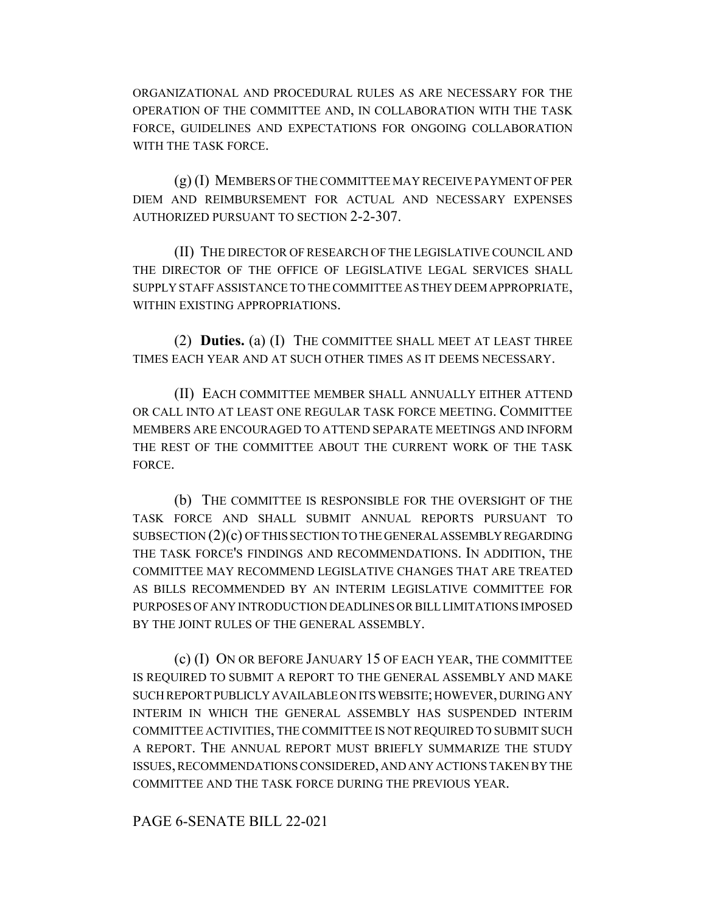ORGANIZATIONAL AND PROCEDURAL RULES AS ARE NECESSARY FOR THE OPERATION OF THE COMMITTEE AND, IN COLLABORATION WITH THE TASK FORCE, GUIDELINES AND EXPECTATIONS FOR ONGOING COLLABORATION WITH THE TASK FORCE.

(g) (I) MEMBERS OF THE COMMITTEE MAY RECEIVE PAYMENT OF PER DIEM AND REIMBURSEMENT FOR ACTUAL AND NECESSARY EXPENSES AUTHORIZED PURSUANT TO SECTION 2-2-307.

(II) THE DIRECTOR OF RESEARCH OF THE LEGISLATIVE COUNCIL AND THE DIRECTOR OF THE OFFICE OF LEGISLATIVE LEGAL SERVICES SHALL SUPPLY STAFF ASSISTANCE TO THE COMMITTEE AS THEY DEEM APPROPRIATE, WITHIN EXISTING APPROPRIATIONS.

(2) **Duties.** (a) (I) THE COMMITTEE SHALL MEET AT LEAST THREE TIMES EACH YEAR AND AT SUCH OTHER TIMES AS IT DEEMS NECESSARY.

(II) EACH COMMITTEE MEMBER SHALL ANNUALLY EITHER ATTEND OR CALL INTO AT LEAST ONE REGULAR TASK FORCE MEETING. COMMITTEE MEMBERS ARE ENCOURAGED TO ATTEND SEPARATE MEETINGS AND INFORM THE REST OF THE COMMITTEE ABOUT THE CURRENT WORK OF THE TASK FORCE.

(b) THE COMMITTEE IS RESPONSIBLE FOR THE OVERSIGHT OF THE TASK FORCE AND SHALL SUBMIT ANNUAL REPORTS PURSUANT TO SUBSECTION (2)(c) OF THIS SECTION TO THE GENERAL ASSEMBLY REGARDING THE TASK FORCE'S FINDINGS AND RECOMMENDATIONS. IN ADDITION, THE COMMITTEE MAY RECOMMEND LEGISLATIVE CHANGES THAT ARE TREATED AS BILLS RECOMMENDED BY AN INTERIM LEGISLATIVE COMMITTEE FOR PURPOSES OF ANY INTRODUCTION DEADLINES OR BILL LIMITATIONS IMPOSED BY THE JOINT RULES OF THE GENERAL ASSEMBLY.

(c) (I) ON OR BEFORE JANUARY 15 OF EACH YEAR, THE COMMITTEE IS REQUIRED TO SUBMIT A REPORT TO THE GENERAL ASSEMBLY AND MAKE SUCH REPORT PUBLICLY AVAILABLE ON ITS WEBSITE; HOWEVER, DURING ANY INTERIM IN WHICH THE GENERAL ASSEMBLY HAS SUSPENDED INTERIM COMMITTEE ACTIVITIES, THE COMMITTEE IS NOT REQUIRED TO SUBMIT SUCH A REPORT. THE ANNUAL REPORT MUST BRIEFLY SUMMARIZE THE STUDY ISSUES, RECOMMENDATIONS CONSIDERED, AND ANY ACTIONS TAKEN BY THE COMMITTEE AND THE TASK FORCE DURING THE PREVIOUS YEAR.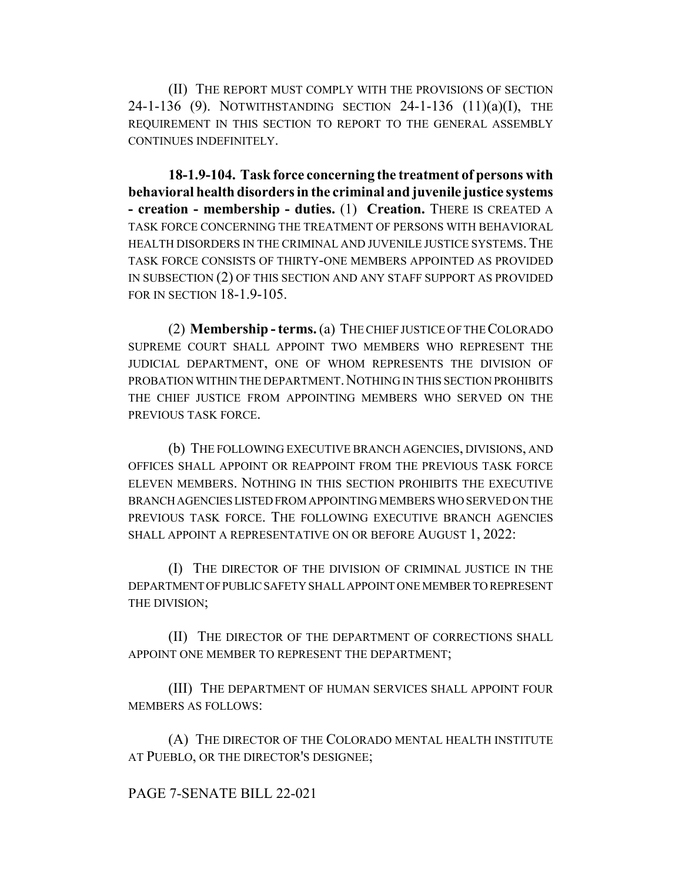(II) THE REPORT MUST COMPLY WITH THE PROVISIONS OF SECTION 24-1-136 (9). NOTWITHSTANDING SECTION 24-1-136 (11)(a)(I), THE REQUIREMENT IN THIS SECTION TO REPORT TO THE GENERAL ASSEMBLY CONTINUES INDEFINITELY.

**18-1.9-104. Task force concerning the treatment of persons with behavioral health disorders in the criminal and juvenile justice systems - creation - membership - duties.** (1) **Creation.** THERE IS CREATED A TASK FORCE CONCERNING THE TREATMENT OF PERSONS WITH BEHAVIORAL HEALTH DISORDERS IN THE CRIMINAL AND JUVENILE JUSTICE SYSTEMS. THE TASK FORCE CONSISTS OF THIRTY-ONE MEMBERS APPOINTED AS PROVIDED IN SUBSECTION (2) OF THIS SECTION AND ANY STAFF SUPPORT AS PROVIDED FOR IN SECTION 18-1.9-105.

(2) **Membership - terms.** (a) THE CHIEF JUSTICE OF THE COLORADO SUPREME COURT SHALL APPOINT TWO MEMBERS WHO REPRESENT THE JUDICIAL DEPARTMENT, ONE OF WHOM REPRESENTS THE DIVISION OF PROBATION WITHIN THE DEPARTMENT. NOTHING IN THIS SECTION PROHIBITS THE CHIEF JUSTICE FROM APPOINTING MEMBERS WHO SERVED ON THE PREVIOUS TASK FORCE.

(b) THE FOLLOWING EXECUTIVE BRANCH AGENCIES, DIVISIONS, AND OFFICES SHALL APPOINT OR REAPPOINT FROM THE PREVIOUS TASK FORCE ELEVEN MEMBERS. NOTHING IN THIS SECTION PROHIBITS THE EXECUTIVE BRANCH AGENCIES LISTED FROM APPOINTING MEMBERS WHO SERVED ON THE PREVIOUS TASK FORCE. THE FOLLOWING EXECUTIVE BRANCH AGENCIES SHALL APPOINT A REPRESENTATIVE ON OR BEFORE AUGUST 1, 2022:

(I) THE DIRECTOR OF THE DIVISION OF CRIMINAL JUSTICE IN THE DEPARTMENT OF PUBLIC SAFETY SHALL APPOINT ONE MEMBER TO REPRESENT THE DIVISION;

(II) THE DIRECTOR OF THE DEPARTMENT OF CORRECTIONS SHALL APPOINT ONE MEMBER TO REPRESENT THE DEPARTMENT;

(III) THE DEPARTMENT OF HUMAN SERVICES SHALL APPOINT FOUR MEMBERS AS FOLLOWS:

(A) THE DIRECTOR OF THE COLORADO MENTAL HEALTH INSTITUTE AT PUEBLO, OR THE DIRECTOR'S DESIGNEE;

PAGE 7-SENATE BILL 22-021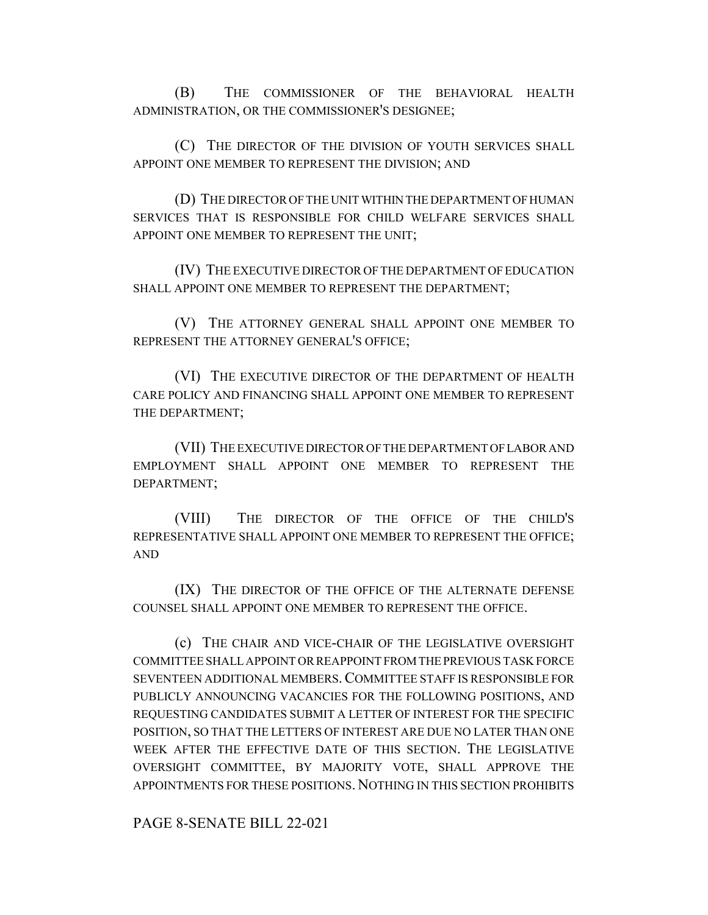(B) THE COMMISSIONER OF THE BEHAVIORAL HEALTH ADMINISTRATION, OR THE COMMISSIONER'S DESIGNEE;

(C) THE DIRECTOR OF THE DIVISION OF YOUTH SERVICES SHALL APPOINT ONE MEMBER TO REPRESENT THE DIVISION; AND

(D) THE DIRECTOR OF THE UNIT WITHIN THE DEPARTMENT OF HUMAN SERVICES THAT IS RESPONSIBLE FOR CHILD WELFARE SERVICES SHALL APPOINT ONE MEMBER TO REPRESENT THE UNIT;

(IV) THE EXECUTIVE DIRECTOR OF THE DEPARTMENT OF EDUCATION SHALL APPOINT ONE MEMBER TO REPRESENT THE DEPARTMENT;

(V) THE ATTORNEY GENERAL SHALL APPOINT ONE MEMBER TO REPRESENT THE ATTORNEY GENERAL'S OFFICE;

(VI) THE EXECUTIVE DIRECTOR OF THE DEPARTMENT OF HEALTH CARE POLICY AND FINANCING SHALL APPOINT ONE MEMBER TO REPRESENT THE DEPARTMENT;

(VII) THE EXECUTIVE DIRECTOR OF THE DEPARTMENT OF LABOR AND EMPLOYMENT SHALL APPOINT ONE MEMBER TO REPRESENT THE DEPARTMENT;

(VIII) THE DIRECTOR OF THE OFFICE OF THE CHILD'S REPRESENTATIVE SHALL APPOINT ONE MEMBER TO REPRESENT THE OFFICE; AND

(IX) THE DIRECTOR OF THE OFFICE OF THE ALTERNATE DEFENSE COUNSEL SHALL APPOINT ONE MEMBER TO REPRESENT THE OFFICE.

(c) THE CHAIR AND VICE-CHAIR OF THE LEGISLATIVE OVERSIGHT COMMITTEE SHALL APPOINT OR REAPPOINT FROM THE PREVIOUS TASK FORCE SEVENTEEN ADDITIONAL MEMBERS. COMMITTEE STAFF IS RESPONSIBLE FOR PUBLICLY ANNOUNCING VACANCIES FOR THE FOLLOWING POSITIONS, AND REQUESTING CANDIDATES SUBMIT A LETTER OF INTEREST FOR THE SPECIFIC POSITION, SO THAT THE LETTERS OF INTEREST ARE DUE NO LATER THAN ONE WEEK AFTER THE EFFECTIVE DATE OF THIS SECTION. THE LEGISLATIVE OVERSIGHT COMMITTEE, BY MAJORITY VOTE, SHALL APPROVE THE APPOINTMENTS FOR THESE POSITIONS. NOTHING IN THIS SECTION PROHIBITS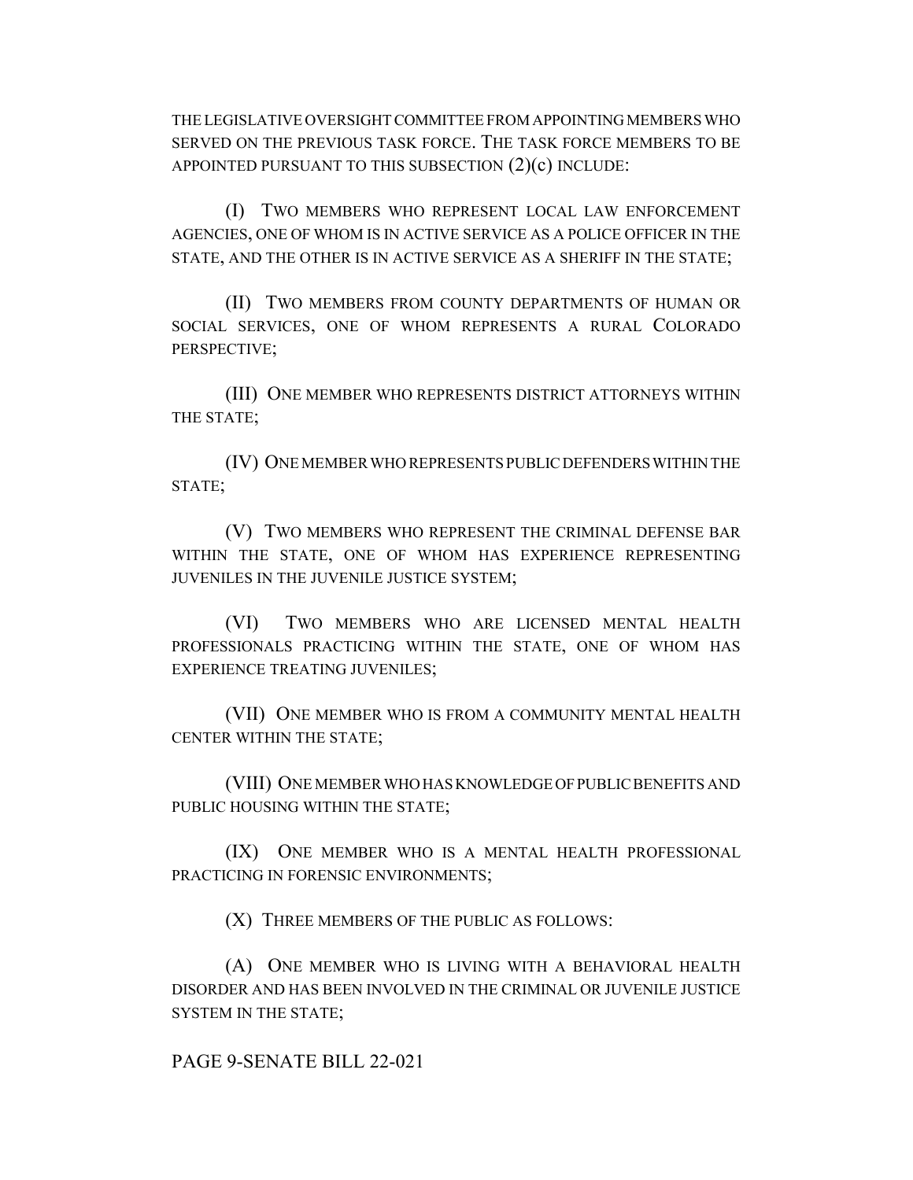THE LEGISLATIVE OVERSIGHT COMMITTEE FROM APPOINTING MEMBERS WHO SERVED ON THE PREVIOUS TASK FORCE. THE TASK FORCE MEMBERS TO BE APPOINTED PURSUANT TO THIS SUBSECTION (2)(c) INCLUDE:

(I) TWO MEMBERS WHO REPRESENT LOCAL LAW ENFORCEMENT AGENCIES, ONE OF WHOM IS IN ACTIVE SERVICE AS A POLICE OFFICER IN THE STATE, AND THE OTHER IS IN ACTIVE SERVICE AS A SHERIFF IN THE STATE;

(II) TWO MEMBERS FROM COUNTY DEPARTMENTS OF HUMAN OR SOCIAL SERVICES, ONE OF WHOM REPRESENTS A RURAL COLORADO PERSPECTIVE;

(III) ONE MEMBER WHO REPRESENTS DISTRICT ATTORNEYS WITHIN THE STATE;

(IV) ONE MEMBER WHO REPRESENTS PUBLIC DEFENDERS WITHIN THE STATE;

(V) TWO MEMBERS WHO REPRESENT THE CRIMINAL DEFENSE BAR WITHIN THE STATE, ONE OF WHOM HAS EXPERIENCE REPRESENTING JUVENILES IN THE JUVENILE JUSTICE SYSTEM;

(VI) TWO MEMBERS WHO ARE LICENSED MENTAL HEALTH PROFESSIONALS PRACTICING WITHIN THE STATE, ONE OF WHOM HAS EXPERIENCE TREATING JUVENILES;

(VII) ONE MEMBER WHO IS FROM A COMMUNITY MENTAL HEALTH CENTER WITHIN THE STATE;

(VIII) ONE MEMBER WHO HAS KNOWLEDGE OF PUBLIC BENEFITS AND PUBLIC HOUSING WITHIN THE STATE;

(IX) ONE MEMBER WHO IS A MENTAL HEALTH PROFESSIONAL PRACTICING IN FORENSIC ENVIRONMENTS;

(X) THREE MEMBERS OF THE PUBLIC AS FOLLOWS:

(A) ONE MEMBER WHO IS LIVING WITH A BEHAVIORAL HEALTH DISORDER AND HAS BEEN INVOLVED IN THE CRIMINAL OR JUVENILE JUSTICE SYSTEM IN THE STATE;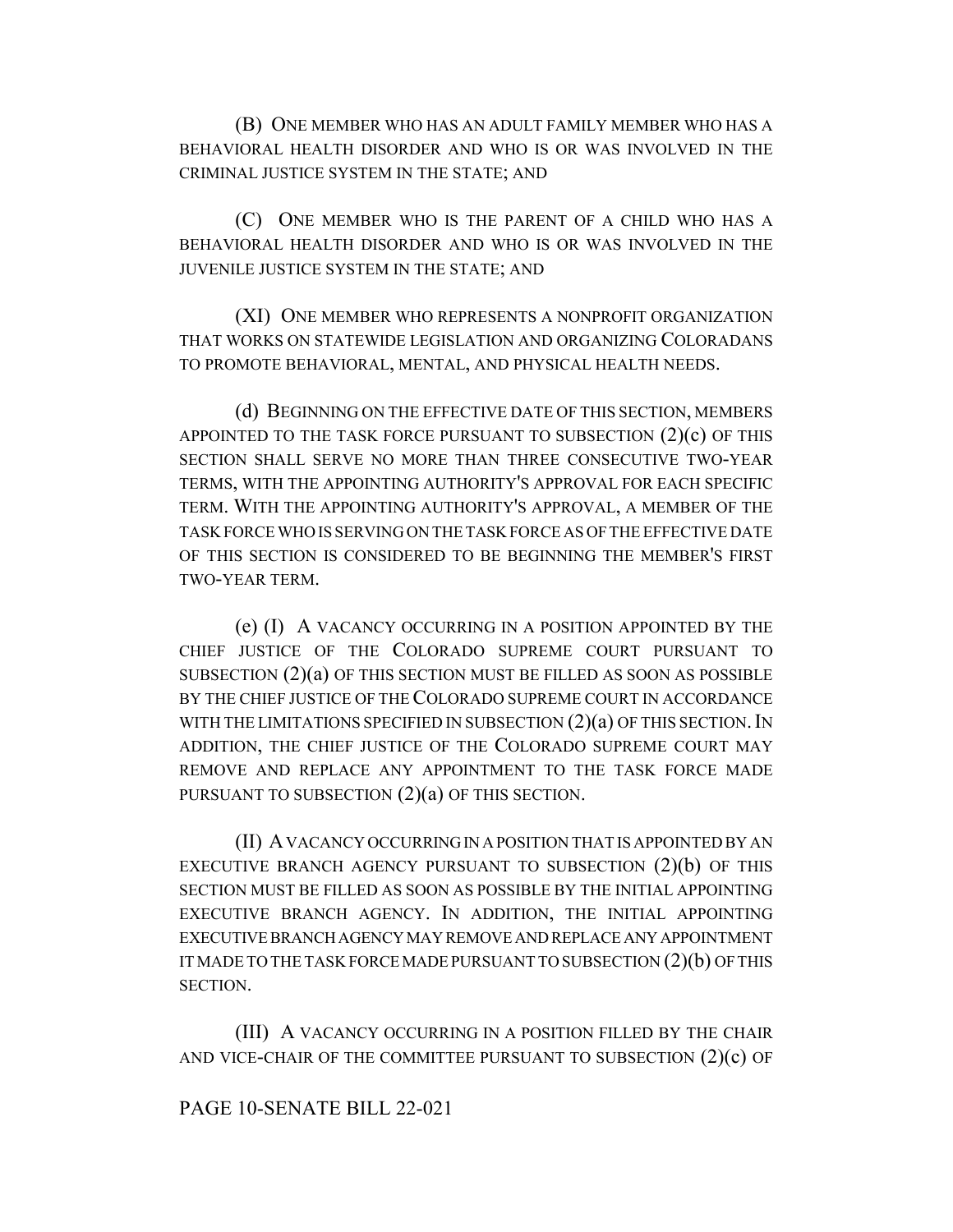(B) ONE MEMBER WHO HAS AN ADULT FAMILY MEMBER WHO HAS A BEHAVIORAL HEALTH DISORDER AND WHO IS OR WAS INVOLVED IN THE CRIMINAL JUSTICE SYSTEM IN THE STATE; AND

(C) ONE MEMBER WHO IS THE PARENT OF A CHILD WHO HAS A BEHAVIORAL HEALTH DISORDER AND WHO IS OR WAS INVOLVED IN THE JUVENILE JUSTICE SYSTEM IN THE STATE; AND

(XI) ONE MEMBER WHO REPRESENTS A NONPROFIT ORGANIZATION THAT WORKS ON STATEWIDE LEGISLATION AND ORGANIZING COLORADANS TO PROMOTE BEHAVIORAL, MENTAL, AND PHYSICAL HEALTH NEEDS.

(d) BEGINNING ON THE EFFECTIVE DATE OF THIS SECTION, MEMBERS APPOINTED TO THE TASK FORCE PURSUANT TO SUBSECTION (2)(c) OF THIS SECTION SHALL SERVE NO MORE THAN THREE CONSECUTIVE TWO-YEAR TERMS, WITH THE APPOINTING AUTHORITY'S APPROVAL FOR EACH SPECIFIC TERM. WITH THE APPOINTING AUTHORITY'S APPROVAL, A MEMBER OF THE TASK FORCE WHO IS SERVING ON THE TASK FORCE AS OF THE EFFECTIVE DATE OF THIS SECTION IS CONSIDERED TO BE BEGINNING THE MEMBER'S FIRST TWO-YEAR TERM.

(e) (I) A VACANCY OCCURRING IN A POSITION APPOINTED BY THE CHIEF JUSTICE OF THE COLORADO SUPREME COURT PURSUANT TO SUBSECTION (2)(a) OF THIS SECTION MUST BE FILLED AS SOON AS POSSIBLE BY THE CHIEF JUSTICE OF THE COLORADO SUPREME COURT IN ACCORDANCE WITH THE LIMITATIONS SPECIFIED IN SUBSECTION (2)(a) OF THIS SECTION. IN ADDITION, THE CHIEF JUSTICE OF THE COLORADO SUPREME COURT MAY REMOVE AND REPLACE ANY APPOINTMENT TO THE TASK FORCE MADE PURSUANT TO SUBSECTION (2)(a) OF THIS SECTION.

(II) A VACANCY OCCURRING IN A POSITION THAT IS APPOINTED BY AN EXECUTIVE BRANCH AGENCY PURSUANT TO SUBSECTION (2)(b) OF THIS SECTION MUST BE FILLED AS SOON AS POSSIBLE BY THE INITIAL APPOINTING EXECUTIVE BRANCH AGENCY. IN ADDITION, THE INITIAL APPOINTING EXECUTIVE BRANCH AGENCY MAY REMOVE AND REPLACE ANY APPOINTMENT IT MADE TO THE TASK FORCE MADE PURSUANT TO SUBSECTION (2)(b) OF THIS SECTION.

(III) A VACANCY OCCURRING IN A POSITION FILLED BY THE CHAIR AND VICE-CHAIR OF THE COMMITTEE PURSUANT TO SUBSECTION (2)(c) OF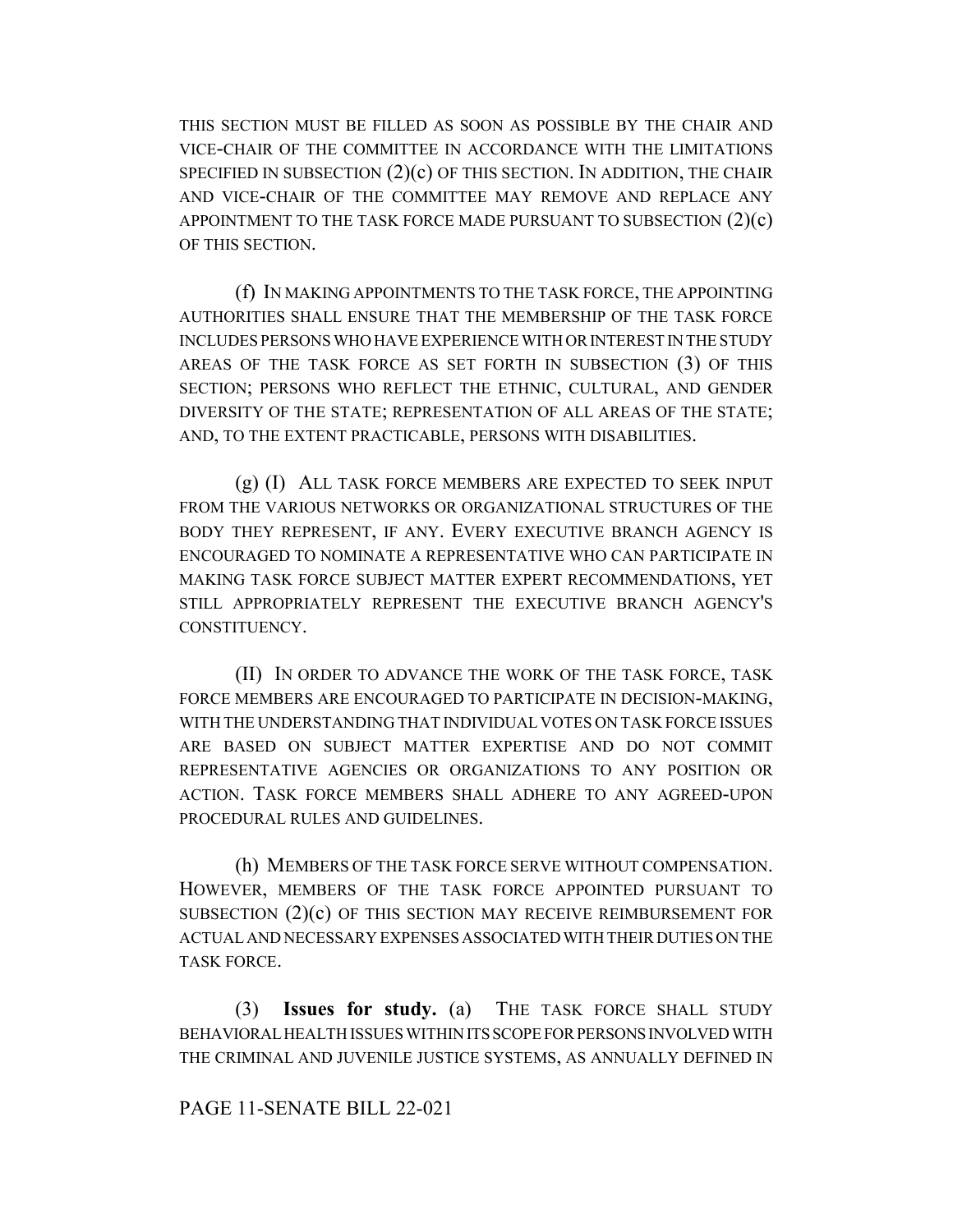THIS SECTION MUST BE FILLED AS SOON AS POSSIBLE BY THE CHAIR AND VICE-CHAIR OF THE COMMITTEE IN ACCORDANCE WITH THE LIMITATIONS SPECIFIED IN SUBSECTION (2)(c) OF THIS SECTION. IN ADDITION, THE CHAIR AND VICE-CHAIR OF THE COMMITTEE MAY REMOVE AND REPLACE ANY APPOINTMENT TO THE TASK FORCE MADE PURSUANT TO SUBSECTION (2)(c) OF THIS SECTION.

(f) IN MAKING APPOINTMENTS TO THE TASK FORCE, THE APPOINTING AUTHORITIES SHALL ENSURE THAT THE MEMBERSHIP OF THE TASK FORCE INCLUDES PERSONS WHO HAVE EXPERIENCE WITH OR INTEREST IN THE STUDY AREAS OF THE TASK FORCE AS SET FORTH IN SUBSECTION (3) OF THIS SECTION; PERSONS WHO REFLECT THE ETHNIC, CULTURAL, AND GENDER DIVERSITY OF THE STATE; REPRESENTATION OF ALL AREAS OF THE STATE; AND, TO THE EXTENT PRACTICABLE, PERSONS WITH DISABILITIES.

(g) (I) ALL TASK FORCE MEMBERS ARE EXPECTED TO SEEK INPUT FROM THE VARIOUS NETWORKS OR ORGANIZATIONAL STRUCTURES OF THE BODY THEY REPRESENT, IF ANY. EVERY EXECUTIVE BRANCH AGENCY IS ENCOURAGED TO NOMINATE A REPRESENTATIVE WHO CAN PARTICIPATE IN MAKING TASK FORCE SUBJECT MATTER EXPERT RECOMMENDATIONS, YET STILL APPROPRIATELY REPRESENT THE EXECUTIVE BRANCH AGENCY'S CONSTITUENCY.

(II) IN ORDER TO ADVANCE THE WORK OF THE TASK FORCE, TASK FORCE MEMBERS ARE ENCOURAGED TO PARTICIPATE IN DECISION-MAKING, WITH THE UNDERSTANDING THAT INDIVIDUAL VOTES ON TASK FORCE ISSUES ARE BASED ON SUBJECT MATTER EXPERTISE AND DO NOT COMMIT REPRESENTATIVE AGENCIES OR ORGANIZATIONS TO ANY POSITION OR ACTION. TASK FORCE MEMBERS SHALL ADHERE TO ANY AGREED-UPON PROCEDURAL RULES AND GUIDELINES.

(h) MEMBERS OF THE TASK FORCE SERVE WITHOUT COMPENSATION. HOWEVER, MEMBERS OF THE TASK FORCE APPOINTED PURSUANT TO SUBSECTION (2)(c) OF THIS SECTION MAY RECEIVE REIMBURSEMENT FOR ACTUAL AND NECESSARY EXPENSES ASSOCIATED WITH THEIR DUTIES ON THE TASK FORCE.

(3) **Issues for study.** (a) THE TASK FORCE SHALL STUDY BEHAVIORAL HEALTH ISSUES WITHIN ITS SCOPE FOR PERSONS INVOLVED WITH THE CRIMINAL AND JUVENILE JUSTICE SYSTEMS, AS ANNUALLY DEFINED IN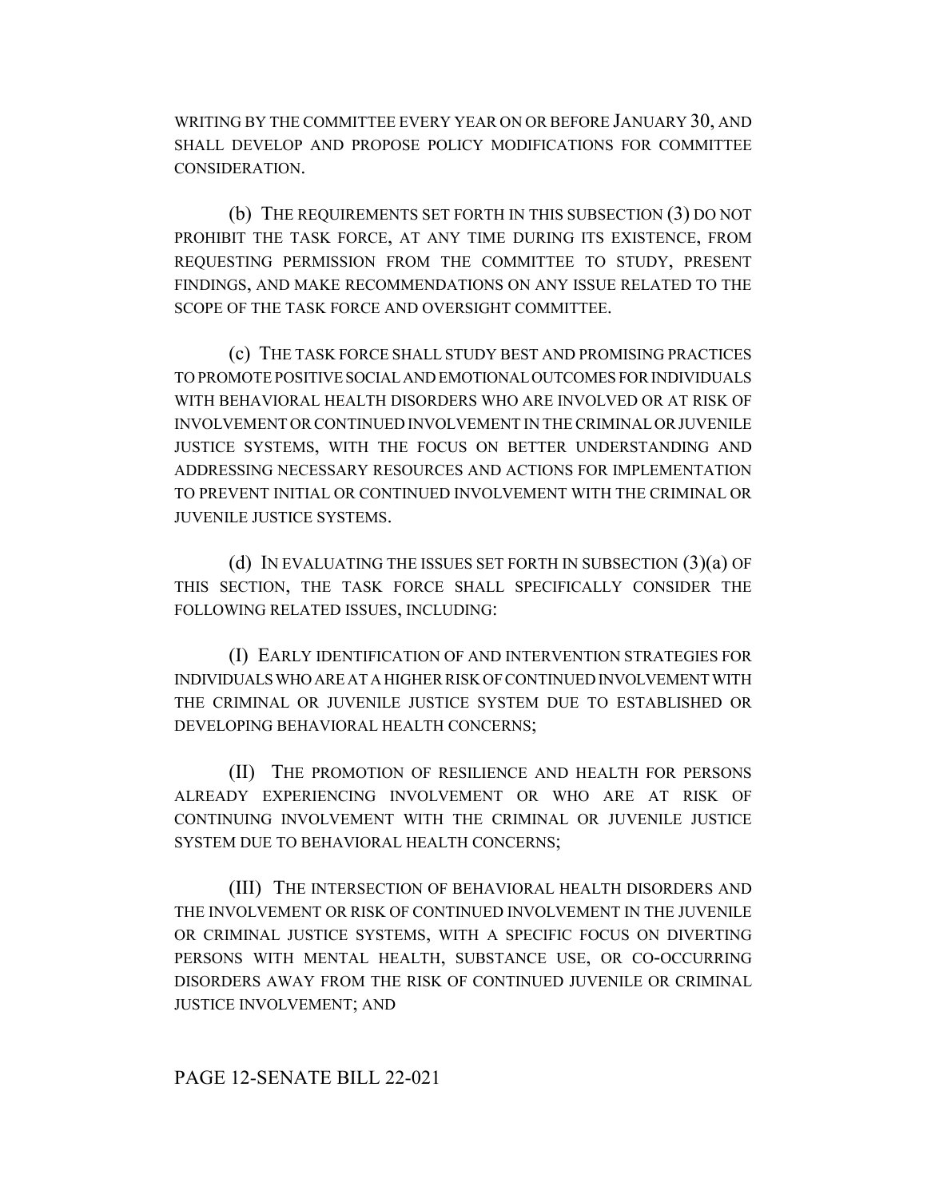WRITING BY THE COMMITTEE EVERY YEAR ON OR BEFORE JANUARY 30, AND SHALL DEVELOP AND PROPOSE POLICY MODIFICATIONS FOR COMMITTEE CONSIDERATION.

(b) THE REQUIREMENTS SET FORTH IN THIS SUBSECTION (3) DO NOT PROHIBIT THE TASK FORCE, AT ANY TIME DURING ITS EXISTENCE, FROM REQUESTING PERMISSION FROM THE COMMITTEE TO STUDY, PRESENT FINDINGS, AND MAKE RECOMMENDATIONS ON ANY ISSUE RELATED TO THE SCOPE OF THE TASK FORCE AND OVERSIGHT COMMITTEE.

(c) THE TASK FORCE SHALL STUDY BEST AND PROMISING PRACTICES TO PROMOTE POSITIVE SOCIAL AND EMOTIONAL OUTCOMES FOR INDIVIDUALS WITH BEHAVIORAL HEALTH DISORDERS WHO ARE INVOLVED OR AT RISK OF INVOLVEMENT OR CONTINUED INVOLVEMENT IN THE CRIMINAL OR JUVENILE JUSTICE SYSTEMS, WITH THE FOCUS ON BETTER UNDERSTANDING AND ADDRESSING NECESSARY RESOURCES AND ACTIONS FOR IMPLEMENTATION TO PREVENT INITIAL OR CONTINUED INVOLVEMENT WITH THE CRIMINAL OR JUVENILE JUSTICE SYSTEMS.

(d) IN EVALUATING THE ISSUES SET FORTH IN SUBSECTION (3)(a) OF THIS SECTION, THE TASK FORCE SHALL SPECIFICALLY CONSIDER THE FOLLOWING RELATED ISSUES, INCLUDING:

(I) EARLY IDENTIFICATION OF AND INTERVENTION STRATEGIES FOR INDIVIDUALS WHO ARE AT A HIGHER RISK OF CONTINUED INVOLVEMENT WITH THE CRIMINAL OR JUVENILE JUSTICE SYSTEM DUE TO ESTABLISHED OR DEVELOPING BEHAVIORAL HEALTH CONCERNS;

(II) THE PROMOTION OF RESILIENCE AND HEALTH FOR PERSONS ALREADY EXPERIENCING INVOLVEMENT OR WHO ARE AT RISK OF CONTINUING INVOLVEMENT WITH THE CRIMINAL OR JUVENILE JUSTICE SYSTEM DUE TO BEHAVIORAL HEALTH CONCERNS;

(III) THE INTERSECTION OF BEHAVIORAL HEALTH DISORDERS AND THE INVOLVEMENT OR RISK OF CONTINUED INVOLVEMENT IN THE JUVENILE OR CRIMINAL JUSTICE SYSTEMS, WITH A SPECIFIC FOCUS ON DIVERTING PERSONS WITH MENTAL HEALTH, SUBSTANCE USE, OR CO-OCCURRING DISORDERS AWAY FROM THE RISK OF CONTINUED JUVENILE OR CRIMINAL JUSTICE INVOLVEMENT; AND

PAGE 12-SENATE BILL 22-021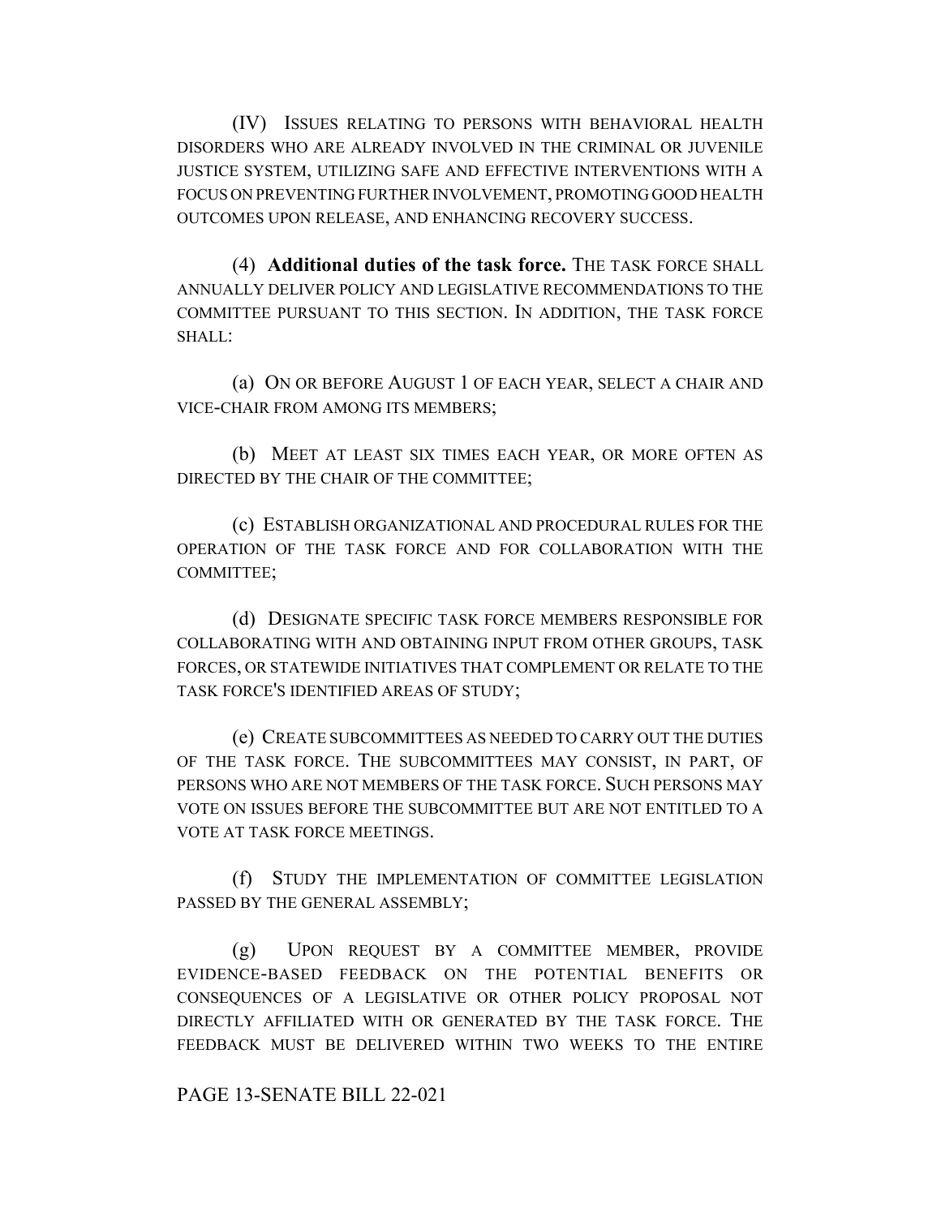(IV) ISSUES RELATING TO PERSONS WITH BEHAVIORAL HEALTH DISORDERS WHO ARE ALREADY INVOLVED IN THE CRIMINAL OR JUVENILE JUSTICE SYSTEM, UTILIZING SAFE AND EFFECTIVE INTERVENTIONS WITH A FOCUS ON PREVENTING FURTHER INVOLVEMENT, PROMOTING GOOD HEALTH OUTCOMES UPON RELEASE, AND ENHANCING RECOVERY SUCCESS.

(4) **Additional duties of the task force.** THE TASK FORCE SHALL ANNUALLY DELIVER POLICY AND LEGISLATIVE RECOMMENDATIONS TO THE COMMITTEE PURSUANT TO THIS SECTION. IN ADDITION, THE TASK FORCE SHALL:

(a) ON OR BEFORE AUGUST 1 OF EACH YEAR, SELECT A CHAIR AND VICE-CHAIR FROM AMONG ITS MEMBERS;

(b) MEET AT LEAST SIX TIMES EACH YEAR, OR MORE OFTEN AS DIRECTED BY THE CHAIR OF THE COMMITTEE;

(c) ESTABLISH ORGANIZATIONAL AND PROCEDURAL RULES FOR THE OPERATION OF THE TASK FORCE AND FOR COLLABORATION WITH THE COMMITTEE;

(d) DESIGNATE SPECIFIC TASK FORCE MEMBERS RESPONSIBLE FOR COLLABORATING WITH AND OBTAINING INPUT FROM OTHER GROUPS, TASK FORCES, OR STATEWIDE INITIATIVES THAT COMPLEMENT OR RELATE TO THE TASK FORCE'S IDENTIFIED AREAS OF STUDY;

(e) CREATE SUBCOMMITTEES AS NEEDED TO CARRY OUT THE DUTIES OF THE TASK FORCE. THE SUBCOMMITTEES MAY CONSIST, IN PART, OF PERSONS WHO ARE NOT MEMBERS OF THE TASK FORCE. SUCH PERSONS MAY VOTE ON ISSUES BEFORE THE SUBCOMMITTEE BUT ARE NOT ENTITLED TO A VOTE AT TASK FORCE MEETINGS.

(f) STUDY THE IMPLEMENTATION OF COMMITTEE LEGISLATION PASSED BY THE GENERAL ASSEMBLY;

(g) UPON REQUEST BY A COMMITTEE MEMBER, PROVIDE EVIDENCE-BASED FEEDBACK ON THE POTENTIAL BENEFITS OR CONSEQUENCES OF A LEGISLATIVE OR OTHER POLICY PROPOSAL NOT DIRECTLY AFFILIATED WITH OR GENERATED BY THE TASK FORCE. THE FEEDBACK MUST BE DELIVERED WITHIN TWO WEEKS TO THE ENTIRE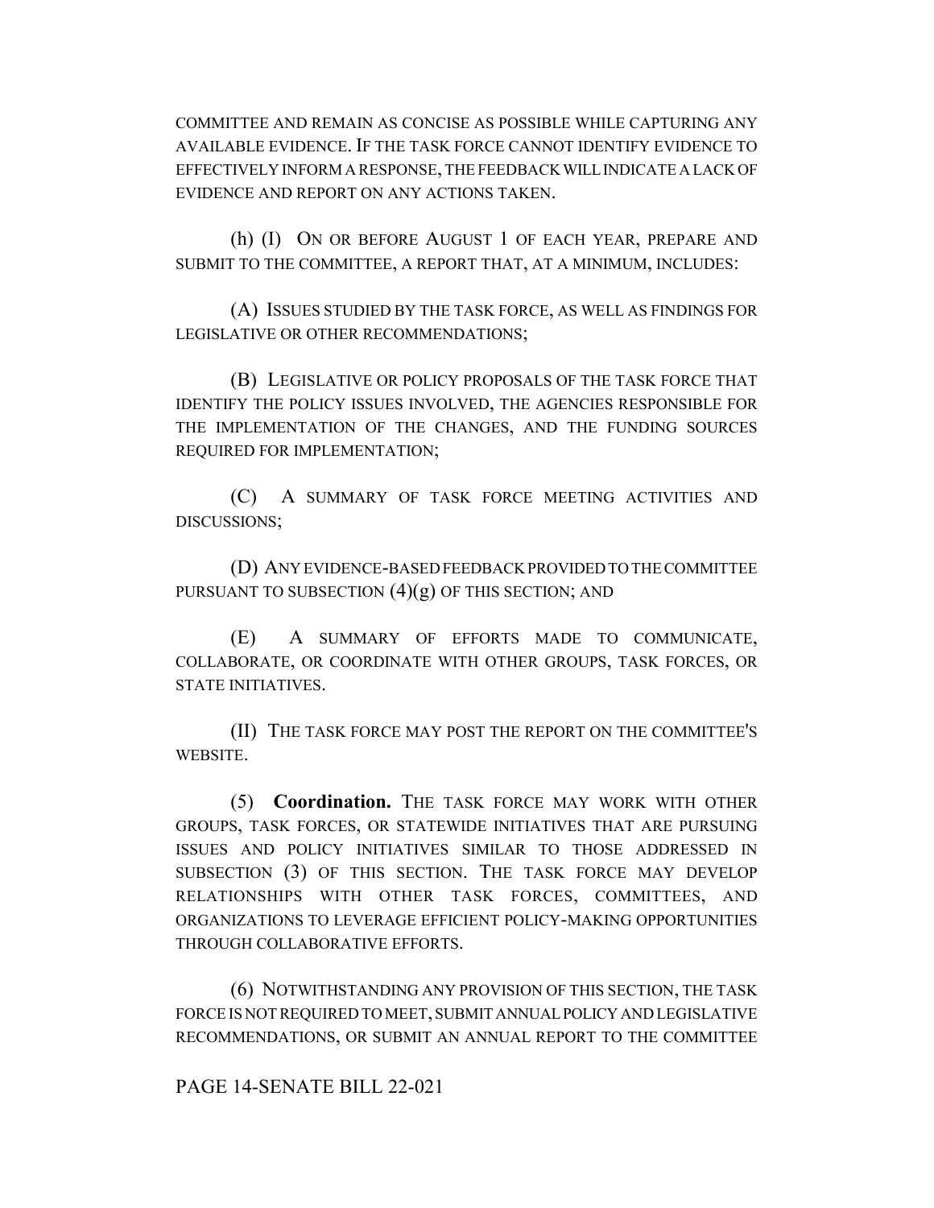COMMITTEE AND REMAIN AS CONCISE AS POSSIBLE WHILE CAPTURING ANY AVAILABLE EVIDENCE. IF THE TASK FORCE CANNOT IDENTIFY EVIDENCE TO EFFECTIVELY INFORM A RESPONSE, THE FEEDBACK WILL INDICATE A LACK OF EVIDENCE AND REPORT ON ANY ACTIONS TAKEN.

(h) (I) ON OR BEFORE AUGUST 1 OF EACH YEAR, PREPARE AND SUBMIT TO THE COMMITTEE, A REPORT THAT, AT A MINIMUM, INCLUDES:

(A) ISSUES STUDIED BY THE TASK FORCE, AS WELL AS FINDINGS FOR LEGISLATIVE OR OTHER RECOMMENDATIONS;

(B) LEGISLATIVE OR POLICY PROPOSALS OF THE TASK FORCE THAT IDENTIFY THE POLICY ISSUES INVOLVED, THE AGENCIES RESPONSIBLE FOR THE IMPLEMENTATION OF THE CHANGES, AND THE FUNDING SOURCES REQUIRED FOR IMPLEMENTATION;

(C) A SUMMARY OF TASK FORCE MEETING ACTIVITIES AND DISCUSSIONS;

(D) ANY EVIDENCE-BASED FEEDBACK PROVIDED TO THE COMMITTEE PURSUANT TO SUBSECTION (4)(g) OF THIS SECTION; AND

(E) A SUMMARY OF EFFORTS MADE TO COMMUNICATE, COLLABORATE, OR COORDINATE WITH OTHER GROUPS, TASK FORCES, OR STATE INITIATIVES.

(II) THE TASK FORCE MAY POST THE REPORT ON THE COMMITTEE'S WEBSITE.

(5) **Coordination.** THE TASK FORCE MAY WORK WITH OTHER GROUPS, TASK FORCES, OR STATEWIDE INITIATIVES THAT ARE PURSUING ISSUES AND POLICY INITIATIVES SIMILAR TO THOSE ADDRESSED IN SUBSECTION (3) OF THIS SECTION. THE TASK FORCE MAY DEVELOP RELATIONSHIPS WITH OTHER TASK FORCES, COMMITTEES, AND ORGANIZATIONS TO LEVERAGE EFFICIENT POLICY-MAKING OPPORTUNITIES THROUGH COLLABORATIVE EFFORTS.

(6) NOTWITHSTANDING ANY PROVISION OF THIS SECTION, THE TASK FORCE IS NOT REQUIRED TO MEET, SUBMIT ANNUAL POLICY AND LEGISLATIVE RECOMMENDATIONS, OR SUBMIT AN ANNUAL REPORT TO THE COMMITTEE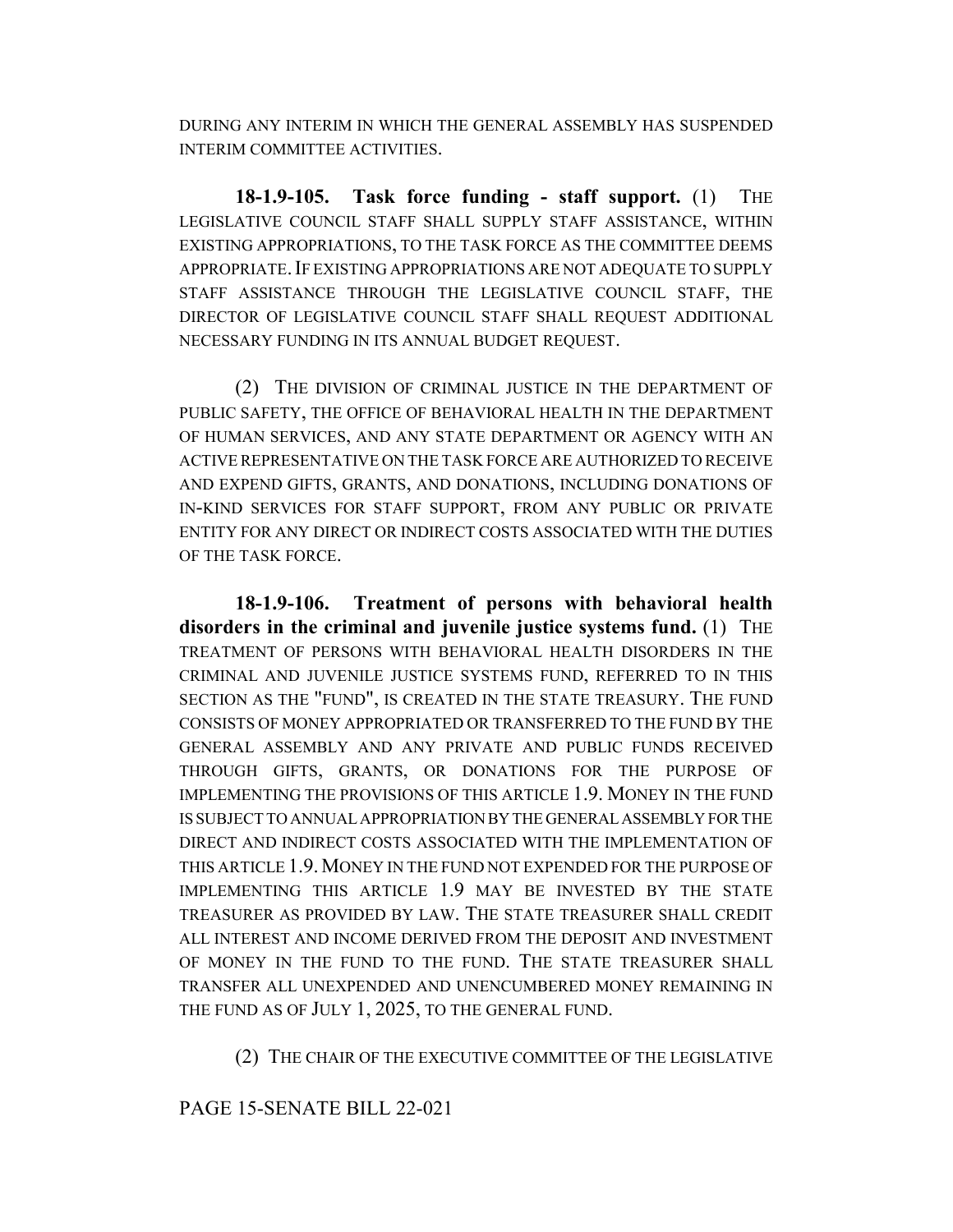DURING ANY INTERIM IN WHICH THE GENERAL ASSEMBLY HAS SUSPENDED INTERIM COMMITTEE ACTIVITIES.

**18-1.9-105. Task force funding - staff support.** (1) THE LEGISLATIVE COUNCIL STAFF SHALL SUPPLY STAFF ASSISTANCE, WITHIN EXISTING APPROPRIATIONS, TO THE TASK FORCE AS THE COMMITTEE DEEMS APPROPRIATE. IF EXISTING APPROPRIATIONS ARE NOT ADEQUATE TO SUPPLY STAFF ASSISTANCE THROUGH THE LEGISLATIVE COUNCIL STAFF, THE DIRECTOR OF LEGISLATIVE COUNCIL STAFF SHALL REQUEST ADDITIONAL NECESSARY FUNDING IN ITS ANNUAL BUDGET REQUEST.

(2) THE DIVISION OF CRIMINAL JUSTICE IN THE DEPARTMENT OF PUBLIC SAFETY, THE OFFICE OF BEHAVIORAL HEALTH IN THE DEPARTMENT OF HUMAN SERVICES, AND ANY STATE DEPARTMENT OR AGENCY WITH AN ACTIVE REPRESENTATIVE ON THE TASK FORCE ARE AUTHORIZED TO RECEIVE AND EXPEND GIFTS, GRANTS, AND DONATIONS, INCLUDING DONATIONS OF IN-KIND SERVICES FOR STAFF SUPPORT, FROM ANY PUBLIC OR PRIVATE ENTITY FOR ANY DIRECT OR INDIRECT COSTS ASSOCIATED WITH THE DUTIES OF THE TASK FORCE.

**18-1.9-106. Treatment of persons with behavioral health disorders in the criminal and juvenile justice systems fund.** (1) THE TREATMENT OF PERSONS WITH BEHAVIORAL HEALTH DISORDERS IN THE CRIMINAL AND JUVENILE JUSTICE SYSTEMS FUND, REFERRED TO IN THIS SECTION AS THE "FUND", IS CREATED IN THE STATE TREASURY. THE FUND CONSISTS OF MONEY APPROPRIATED OR TRANSFERRED TO THE FUND BY THE GENERAL ASSEMBLY AND ANY PRIVATE AND PUBLIC FUNDS RECEIVED THROUGH GIFTS, GRANTS, OR DONATIONS FOR THE PURPOSE OF IMPLEMENTING THE PROVISIONS OF THIS ARTICLE 1.9. MONEY IN THE FUND IS SUBJECT TO ANNUAL APPROPRIATION BY THE GENERAL ASSEMBLY FOR THE DIRECT AND INDIRECT COSTS ASSOCIATED WITH THE IMPLEMENTATION OF THIS ARTICLE 1.9. MONEY IN THE FUND NOT EXPENDED FOR THE PURPOSE OF IMPLEMENTING THIS ARTICLE 1.9 MAY BE INVESTED BY THE STATE TREASURER AS PROVIDED BY LAW. THE STATE TREASURER SHALL CREDIT ALL INTEREST AND INCOME DERIVED FROM THE DEPOSIT AND INVESTMENT OF MONEY IN THE FUND TO THE FUND. THE STATE TREASURER SHALL TRANSFER ALL UNEXPENDED AND UNENCUMBERED MONEY REMAINING IN THE FUND AS OF JULY 1, 2025, TO THE GENERAL FUND.

(2) THE CHAIR OF THE EXECUTIVE COMMITTEE OF THE LEGISLATIVE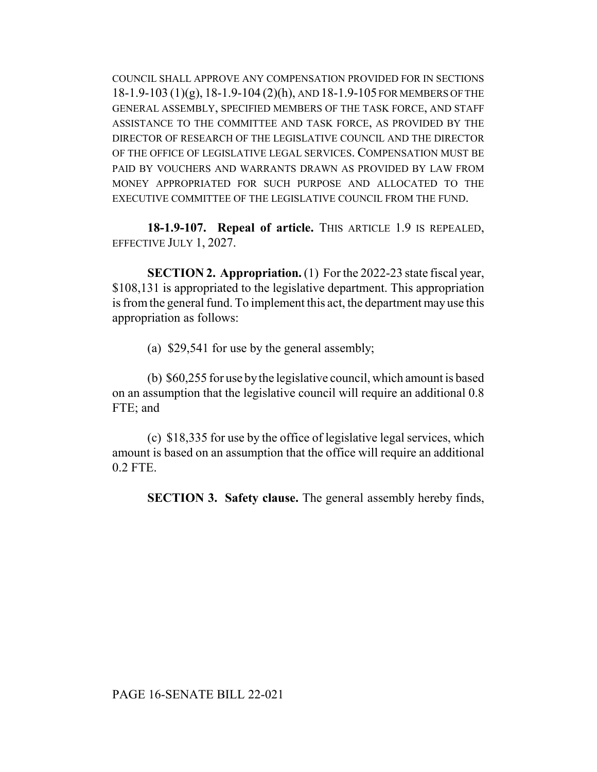COUNCIL SHALL APPROVE ANY COMPENSATION PROVIDED FOR IN SECTIONS 18-1.9-103 (1)(g), 18-1.9-104 (2)(h), AND 18-1.9-105 FOR MEMBERS OF THE GENERAL ASSEMBLY, SPECIFIED MEMBERS OF THE TASK FORCE, AND STAFF ASSISTANCE TO THE COMMITTEE AND TASK FORCE, AS PROVIDED BY THE DIRECTOR OF RESEARCH OF THE LEGISLATIVE COUNCIL AND THE DIRECTOR OF THE OFFICE OF LEGISLATIVE LEGAL SERVICES. COMPENSATION MUST BE PAID BY VOUCHERS AND WARRANTS DRAWN AS PROVIDED BY LAW FROM MONEY APPROPRIATED FOR SUCH PURPOSE AND ALLOCATED TO THE EXECUTIVE COMMITTEE OF THE LEGISLATIVE COUNCIL FROM THE FUND.

**18-1.9-107. Repeal of article.** THIS ARTICLE 1.9 IS REPEALED, EFFECTIVE JULY 1, 2027.

**SECTION 2. Appropriation.** (1) For the 2022-23 state fiscal year, $108,131 is appropriated to the legislative department. This appropriation is from the general fund. To implement this act, the department may use this appropriation as follows:

(a) $29,541 for use by the general assembly;

(b) $60,255 for use by the legislative council, which amount is based on an assumption that the legislative council will require an additional 0.8 FTE; and

(c) $18,335 for use by the office of legislative legal services, which amount is based on an assumption that the office will require an additional 0.2 FTE.

**SECTION 3. Safety clause.** The general assembly hereby finds,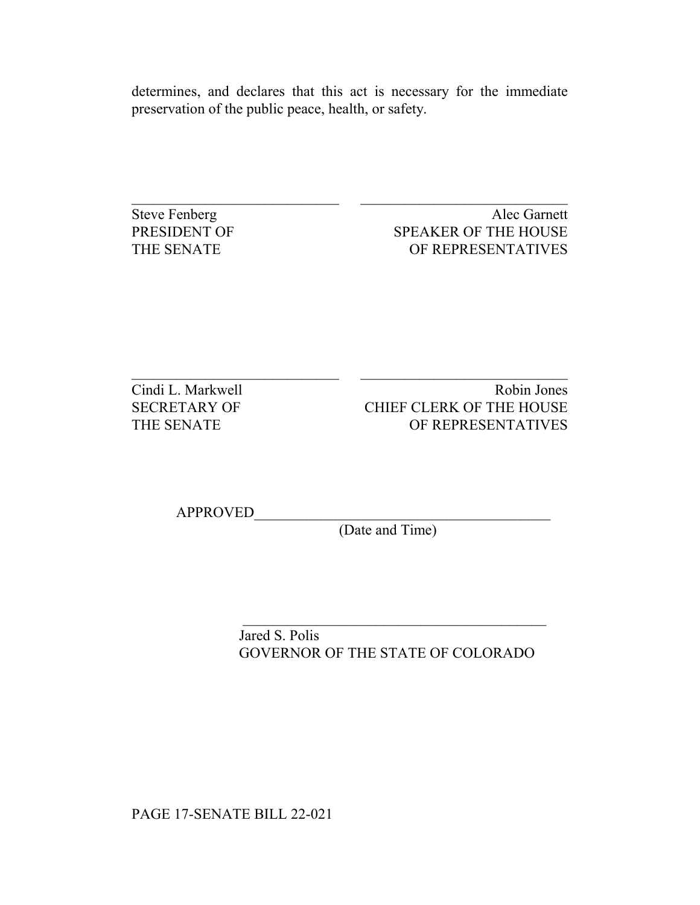determines, and declares that this act is necessary for the immediate preservation of the public peace, health, or safety.

| | |
|---|---|
| ____________________________ | ____________________________ |
| Steve Fenberg | Alec Garnett |
| PRESIDENT OF THE SENATE | SPEAKER OF THE HOUSE OF REPRESENTATIVES |

| | |
|---|---|
| ____________________________ | ____________________________ |
| Cindi L. Markwell | Robin Jones |
| SECRETARY OF THE SENATE | CHIEF CLERK OF THE HOUSE OF REPRESENTATIVES |

APPROVED________________________________________
(Date and Time)

_________________________________________
Jared S. Polis
GOVERNOR OF THE STATE OF COLORADO

PAGE 17-SENATE BILL 22-021